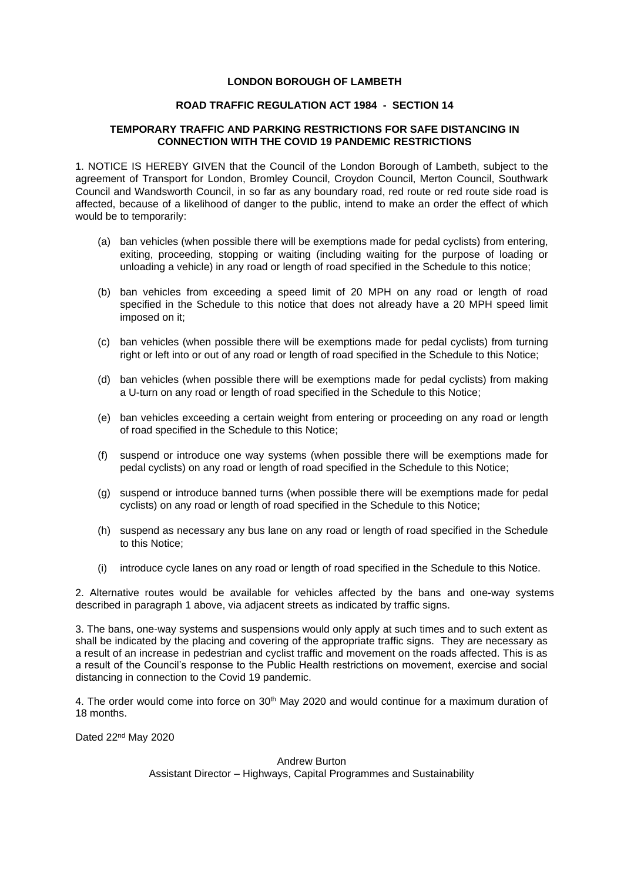**LONDON BOROUGH OF LAMBETH**

**ROAD TRAFFIC REGULATION ACT 1984 - SECTION 14**

**TEMPORARY TRAFFIC AND PARKING RESTRICTIONS FOR SAFE DISTANCING IN CONNECTION WITH THE COVID 19 PANDEMIC RESTRICTIONS**

1. NOTICE IS HEREBY GIVEN that the Council of the London Borough of Lambeth, subject to the agreement of Transport for London, Bromley Council, Croydon Council, Merton Council, Southwark Council and Wandsworth Council, in so far as any boundary road, red route or red route side road is affected, because of a likelihood of danger to the public, intend to make an order the effect of which would be to temporarily:

   (a) ban vehicles (when possible there will be exemptions made for pedal cyclists) from entering, exiting, proceeding, stopping or waiting (including waiting for the purpose of loading or unloading a vehicle) in any road or length of road specified in the Schedule to this notice;

   (b) ban vehicles from exceeding a speed limit of 20 MPH on any road or length of road specified in the Schedule to this notice that does not already have a 20 MPH speed limit imposed on it;

   (c) ban vehicles (when possible there will be exemptions made for pedal cyclists) from turning right or left into or out of any road or length of road specified in the Schedule to this Notice;

   (d) ban vehicles (when possible there will be exemptions made for pedal cyclists) from making a U-turn on any road or length of road specified in the Schedule to this Notice;

   (e) ban vehicles exceeding a certain weight from entering or proceeding on any road or length of road specified in the Schedule to this Notice;

   (f) suspend or introduce one way systems (when possible there will be exemptions made for pedal cyclists) on any road or length of road specified in the Schedule to this Notice;

   (g) suspend or introduce banned turns (when possible there will be exemptions made for pedal cyclists) on any road or length of road specified in the Schedule to this Notice;

   (h) suspend as necessary any bus lane on any road or length of road specified in the Schedule to this Notice;

   (i) introduce cycle lanes on any road or length of road specified in the Schedule to this Notice.

2. Alternative routes would be available for vehicles affected by the bans and one-way systems described in paragraph 1 above, via adjacent streets as indicated by traffic signs.

3. The bans, one-way systems and suspensions would only apply at such times and to such extent as shall be indicated by the placing and covering of the appropriate traffic signs. They are necessary as a result of an increase in pedestrian and cyclist traffic and movement on the roads affected. This is as a result of the Council's response to the Public Health restrictions on movement, exercise and social distancing in connection to the Covid 19 pandemic.

4. The order would come into force on 30th May 2020 and would continue for a maximum duration of 18 months.

Dated 22nd May 2020

Andrew Burton
Assistant Director – Highways, Capital Programmes and Sustainability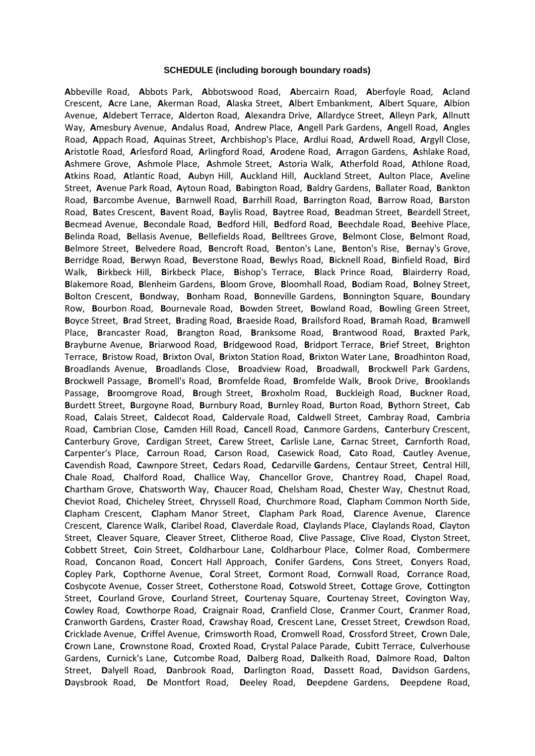**SCHEDULE (including borough boundary roads)**

**A**bbeville Road, **A**bbots Park, **A**bbotswood Road, **A**bercairn Road, **A**berfoyle Road, **A**cland Crescent, **A**cre Lane, **A**kerman Road, **A**laska Street, **A**lbert Embankment, **A**lbert Square, **A**lbion Avenue, **A**ldebert Terrace, **A**lderton Road, **A**lexandra Drive, **A**llardyce Street, **A**lleyn Park, **A**llnutt Way, **A**mesbury Avenue, **A**ndalus Road, **A**ndrew Place, **A**ngell Park Gardens, **A**ngell Road, **A**ngles Road, **A**ppach Road, **A**quinas Street, **A**rchbishop's Place, **A**rdlui Road, **A**rdwell Road, **A**rgyll Close, **A**ristotle Road, **A**rlesford Road, **A**rlingford Road, **A**rodene Road, **A**rragon Gardens, **A**shlake Road, **A**shmere Grove, **A**shmole Place, **A**shmole Street, **A**storia Walk, **A**therfold Road, **A**thlone Road, **A**tkins Road, **A**tlantic Road, **A**ubyn Hill, **A**uckland Hill, **A**uckland Street, **A**ulton Place, **A**veline Street, **A**venue Park Road, **A**ytoun Road, **B**abington Road, **B**aldry Gardens, **B**allater Road, **B**ankton Road, **B**arcombe Avenue, **B**arnwell Road, **B**arrhill Road, **B**arrington Road, **B**arrow Road, **B**arston Road, **B**ates Crescent, **B**avent Road, **B**aylis Road, **B**aytree Road, **B**eadman Street, **B**eardell Street, **B**ecmead Avenue, **B**econdale Road, **B**edford Hill, **B**edford Road, **B**eechdale Road, **B**eehive Place, **B**elinda Road, **B**ellasis Avenue, **B**ellefields Road, **B**elltrees Grove, **B**elmont Close, **B**elmont Road, **B**elmore Street, **B**elvedere Road, **B**encroft Road, **B**enton's Lane, **B**enton's Rise, **B**ernay's Grove, **B**erridge Road, **B**erwyn Road, **B**everstone Road, **B**ewlys Road, **B**icknell Road, **B**infield Road, **B**ird Walk, **B**irkbeck Hill, **B**irkbeck Place, **B**ishop's Terrace, **B**lack Prince Road, **B**lairderry Road, **B**lakemore Road, **B**lenheim Gardens, **B**loom Grove, **B**loomhall Road, **B**odiam Road, **B**olney Street, **B**olton Crescent, **B**ondway, **B**onham Road, **B**onneville Gardens, **B**onnington Square, **B**oundary Row, **B**ourbon Road, **B**ournevale Road, **B**owden Street, **B**owland Road, **B**owling Green Street, **B**oyce Street, **B**rad Street, **B**rading Road, **B**raeside Road, **B**railsford Road, **B**ramah Road, **B**ramwell Place, **B**rancaster Road, **B**rangton Road, **B**ranksome Road, **B**rantwood Road, **B**raxted Park, **B**rayburne Avenue, **B**riarwood Road, **B**ridgewood Road, **B**ridport Terrace, **B**rief Street, **B**righton Terrace, **B**ristow Road, **B**rixton Oval, **B**rixton Station Road, **B**rixton Water Lane, **B**roadhinton Road, **B**roadlands Avenue, **B**roadlands Close, **B**roadview Road, **B**roadwall, **B**rockwell Park Gardens, **B**rockwell Passage, **B**romell's Road, **B**romfelde Road, **B**romfelde Walk, **B**rook Drive, **B**rooklands Passage, **B**roomgrove Road, **B**rough Street, **B**roxholm Road, **B**uckleigh Road, **B**uckner Road, **B**urdett Street, **B**urgoyne Road, **B**urnbury Road, **B**urnley Road, **B**urton Road, **B**ythorn Street, **C**ab Road, **C**alais Street, **C**aldecot Road, **C**aldervale Road, **C**aldwell Street, **C**ambray Road, **C**ambria Road, **C**ambrian Close, **C**amden Hill Road, **C**ancell Road, **C**anmore Gardens, **C**anterbury Crescent, **C**anterbury Grove, **C**ardigan Street, **C**arew Street, **C**arlisle Lane, **C**arnac Street, **C**arnforth Road, **C**arpenter's Place, **C**arroun Road, **C**arson Road, **C**asewick Road, **C**ato Road, **C**autley Avenue, **C**avendish Road, **C**awnpore Street, **C**edars Road, **C**edarville **G**ardens, **C**entaur Street, **C**entral Hill, **C**hale Road, **C**halford Road, **C**hallice Way, **C**hancellor Grove, **C**hantrey Road, **C**hapel Road, **C**hartham Grove, **C**hatsworth Way, **C**haucer Road, **C**helsham Road, **C**hester Way, **C**hestnut Road, **C**heviot Road, **C**hicheley Street, **C**hryssell Road, **C**hurchmore Road, **C**lapham Common North Side, **C**lapham Crescent, **C**lapham Manor Street, **C**lapham Park Road, **C**larence Avenue, **C**larence Crescent, **C**larence Walk, **C**laribel Road, **C**laverdale Road, **C**laylands Place, **C**laylands Road, **C**layton Street, **C**leaver Square, **C**leaver Street, **C**litheroe Road, **C**live Passage, **C**live Road, **C**lyston Street, **C**obbett Street, **C**oin Street, **C**oldharbour Lane, **C**oldharbour Place, **C**olmer Road, **C**ombermere Road, **C**oncanon Road, **C**oncert Hall Approach, **C**onifer Gardens, **C**ons Street, **C**onyers Road, **C**opley Park, **C**opthorne Avenue, **C**oral Street, **C**ormont Road, **C**ornwall Road, **C**orrance Road, **C**osbycote Avenue, **C**osser Street, **C**otherstone Road, **C**otswold Street, **C**ottage Grove, **C**ottington Street, **C**ourland Grove, **C**ourland Street, **C**ourtenay Square, **C**ourtenay Street, **C**ovington Way, **C**owley Road, **C**owthorpe Road, **C**raignair Road, **C**ranfield Close, **C**ranmer Court, **C**ranmer Road, **C**ranworth Gardens, **C**raster Road, **C**rawshay Road, **C**rescent Lane, **C**resset Street, **C**rewdson Road, **C**ricklade Avenue, **C**riffel Avenue, **C**rimsworth Road, **C**romwell Road, **C**rossford Street, **C**rown Dale, **C**rown Lane, **C**rownstone Road, **C**roxted Road, **C**rystal Palace Parade, **C**ubitt Terrace, **C**ulverhouse Gardens, **C**urnick's Lane, **C**utcombe Road, **D**alberg Road, **D**alkeith Road, **D**almore Road, **D**alton Street, **D**alyell Road, **D**anbrook Road, **D**arlington Road, **D**assett Road, **D**avidson Gardens, **D**aysbrook Road, **D**e Montfort Road, **D**eeley Road, **D**eepdene Gardens, **D**eepdene Road,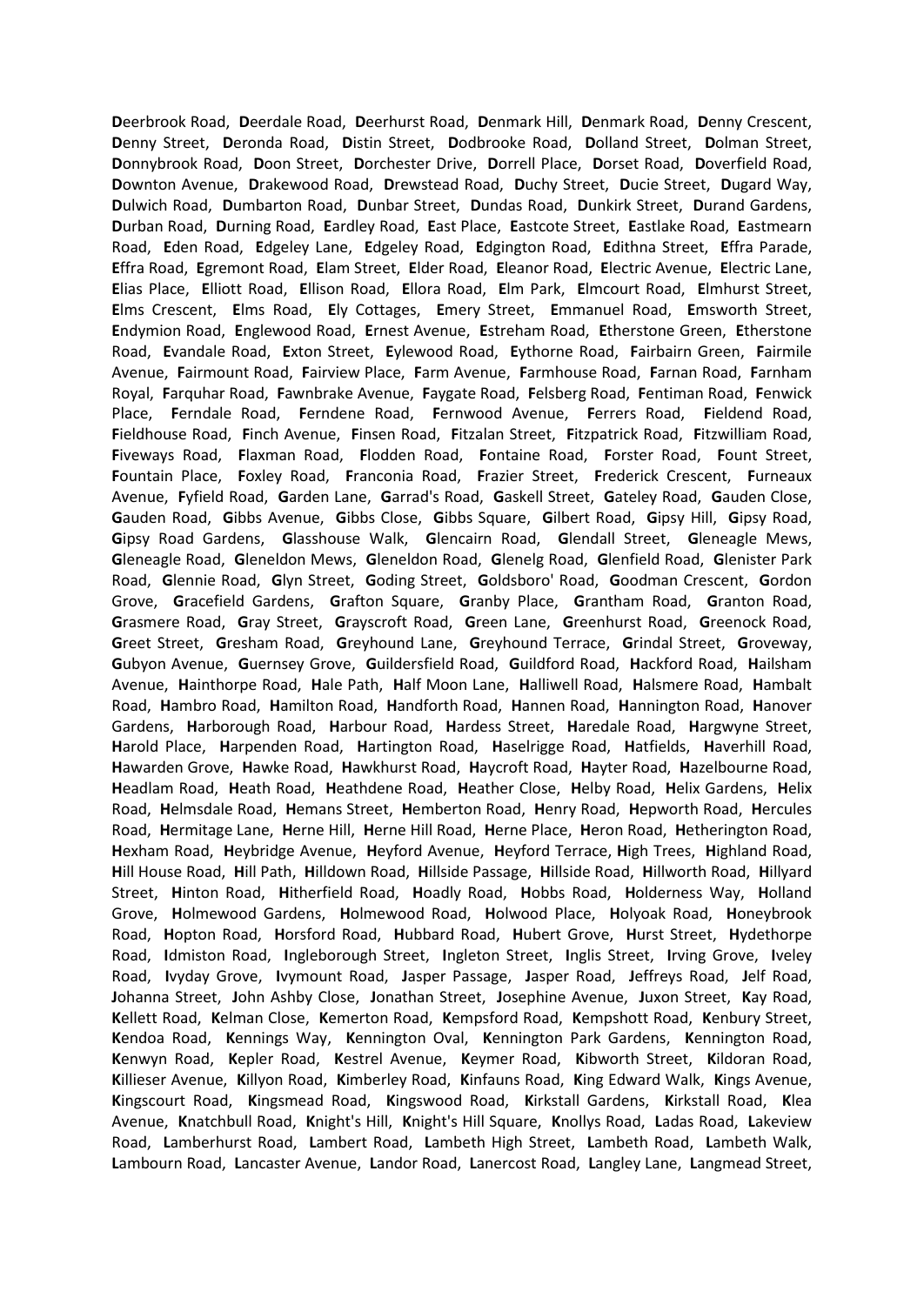**D**eerbrook Road, **D**eerdale Road, **D**eerhurst Road, **D**enmark Hill, **D**enmark Road, **D**enny Crescent, **D**enny Street, **D**eronda Road, **D**istin Street, **D**odbrooke Road, **D**olland Street, **D**olman Street, **D**onnybrook Road, **D**oon Street, **D**orchester Drive, **D**orrell Place, **D**orset Road, **D**overfield Road, **D**ownton Avenue, **D**rakewood Road, **D**rewstead Road, **D**uchy Street, **D**ucie Street, **D**ugard Way, **D**ulwich Road, **D**umbarton Road, **D**unbar Street, **D**undas Road, **D**unkirk Street, **D**urand Gardens, **D**urban Road, **D**urning Road, **E**ardley Road, **E**ast Place, **E**astcote Street, **E**astlake Road, **E**astmearn Road, **E**den Road, **E**dgeley Lane, **E**dgeley Road, **E**dgington Road, **E**dithna Street, **E**ffra Parade, **E**ffra Road, **E**gremont Road, **E**lam Street, **E**lder Road, **E**leanor Road, **E**lectric Avenue, **E**lectric Lane, **E**lias Place, **E**lliott Road, **E**llison Road, **E**llora Road, **E**lm Park, **E**lmcourt Road, **E**lmhurst Street, **E**lms Crescent, **E**lms Road, **E**ly Cottages, **E**mery Street, **E**mmanuel Road, **E**msworth Street, **E**ndymion Road, **E**nglewood Road, **E**rnest Avenue, **E**streham Road, **E**therstone Green, **E**therstone Road, **E**vandale Road, **E**xton Street, **E**ylewood Road, **E**ythorne Road, **F**airbairn Green, **F**airmile Avenue, **F**airmount Road, **F**airview Place, **F**arm Avenue, **F**armhouse Road, **F**arnan Road, **F**arnham Royal, **F**arquhar Road, **F**awnbrake Avenue, **F**aygate Road, **F**elsberg Road, **F**entiman Road, **F**enwick Place, **F**erndale Road, **F**erndene Road, **F**ernwood Avenue, **F**errers Road, **F**ieldend Road, **F**ieldhouse Road, **F**inch Avenue, **F**insen Road, **F**itzalan Street, **F**itzpatrick Road, **F**itzwilliam Road, **F**iveways Road, **F**laxman Road, **F**lodden Road, **F**ontaine Road, **F**orster Road, **F**ount Street, **F**ountain Place, **F**oxley Road, **F**ranconia Road, **F**razier Street, **F**rederick Crescent, **F**urneaux Avenue, **F**yfield Road, **G**arden Lane, **G**arrad's Road, **G**askell Street, **G**ateley Road, **G**auden Close, **G**auden Road, **G**ibbs Avenue, **G**ibbs Close, **G**ibbs Square, **G**ilbert Road, **G**ipsy Hill, **G**ipsy Road, **G**ipsy Road Gardens, **G**lasshouse Walk, **G**lencairn Road, **G**lendall Street, **G**leneagle Mews, **G**leneagle Road, **G**leneldon Mews, **G**leneldon Road, **G**lenelg Road, **G**lenfield Road, **G**lenister Park Road, **G**lennie Road, **G**lyn Street, **G**oding Street, **G**oldsboro' Road, **G**oodman Crescent, **G**ordon Grove, **G**racefield Gardens, **G**rafton Square, **G**ranby Place, **G**rantham Road, **G**ranton Road, **G**rasmere Road, **G**ray Street, **G**rayscroft Road, **G**reen Lane, **G**reenhurst Road, **G**reenock Road, **G**reet Street, **G**resham Road, **G**reyhound Lane, **G**reyhound Terrace, **G**rindal Street, **G**roveway, **G**ubyon Avenue, **G**uernsey Grove, **G**uildersfield Road, **G**uildford Road, **H**ackford Road, **H**ailsham Avenue, **H**ainthorpe Road, **H**ale Path, **H**alf Moon Lane, **H**alliwell Road, **H**alsmere Road, **H**ambalt Road, **H**ambro Road, **H**amilton Road, **H**andforth Road, **H**annen Road, **H**annington Road, **H**anover Gardens, **H**arborough Road, **H**arbour Road, **H**ardess Street, **H**aredale Road, **H**argwyne Street, **H**arold Place, **H**arpenden Road, **H**artington Road, **H**aselrigge Road, **H**atfields, **H**averhill Road, **H**awarden Grove, **H**awke Road, **H**awkhurst Road, **H**aycroft Road, **H**ayter Road, **H**azelbourne Road, **H**eadlam Road, **H**eath Road, **H**eathdene Road, **H**eather Close, **H**elby Road, **H**elix Gardens, **H**elix Road, **H**elmsdale Road, **H**emans Street, **H**emberton Road, **H**enry Road, **H**epworth Road, **H**ercules Road, **H**ermitage Lane, **H**erne Hill, **H**erne Hill Road, **H**erne Place, **H**eron Road, **H**etherington Road, **H**exham Road, **H**eybridge Avenue, **H**eyford Avenue, **H**eyford Terrace, **H**igh Trees, **H**ighland Road, **H**ill House Road, **H**ill Path, **H**illdown Road, **H**illside Passage, **H**illside Road, **H**illworth Road, **H**illyard Street, **H**inton Road, **H**itherfield Road, **H**oadly Road, **H**obbs Road, **H**olderness Way, **H**olland Grove, **H**olmewood Gardens, **H**olmewood Road, **H**olwood Place, **H**olyoak Road, **H**oneybrook Road, **H**opton Road, **H**orsford Road, **H**ubbard Road, **H**ubert Grove, **H**urst Street, **H**ydethorpe Road, **I**dmiston Road, **I**ngleborough Street, **I**ngleton Street, **I**nglis Street, **I**rving Grove, **I**veley Road, **I**vyday Grove, **I**vymount Road, **J**asper Passage, **J**asper Road, **J**effreys Road, **J**elf Road, **J**ohanna Street, **J**ohn Ashby Close, **J**onathan Street, **J**osephine Avenue, **J**uxon Street, **K**ay Road, **K**ellett Road, **K**elman Close, **K**emerton Road, **K**empsford Road, **K**empshott Road, **K**enbury Street, **K**endoa Road, **K**ennings Way, **K**ennington Oval, **K**ennington Park Gardens, **K**ennington Road, **K**enwyn Road, **K**epler Road, **K**estrel Avenue, **K**eymer Road, **K**ibworth Street, **K**ildoran Road, **K**illieser Avenue, **K**illyon Road, **K**imberley Road, **K**infauns Road, **K**ing Edward Walk, **K**ings Avenue, **K**ingscourt Road, **K**ingsmead Road, **K**ingswood Road, **K**irkstall Gardens, **K**irkstall Road, **K**lea Avenue, **K**natchbull Road, **K**night's Hill, **K**night's Hill Square, **K**nollys Road, **L**adas Road, **L**akeview Road, **L**amberhurst Road, **L**ambert Road, **L**ambeth High Street, **L**ambeth Road, **L**ambeth Walk, **L**ambourn Road, **L**ancaster Avenue, **L**andor Road, **L**anercost Road, **L**angley Lane, **L**angmead Street,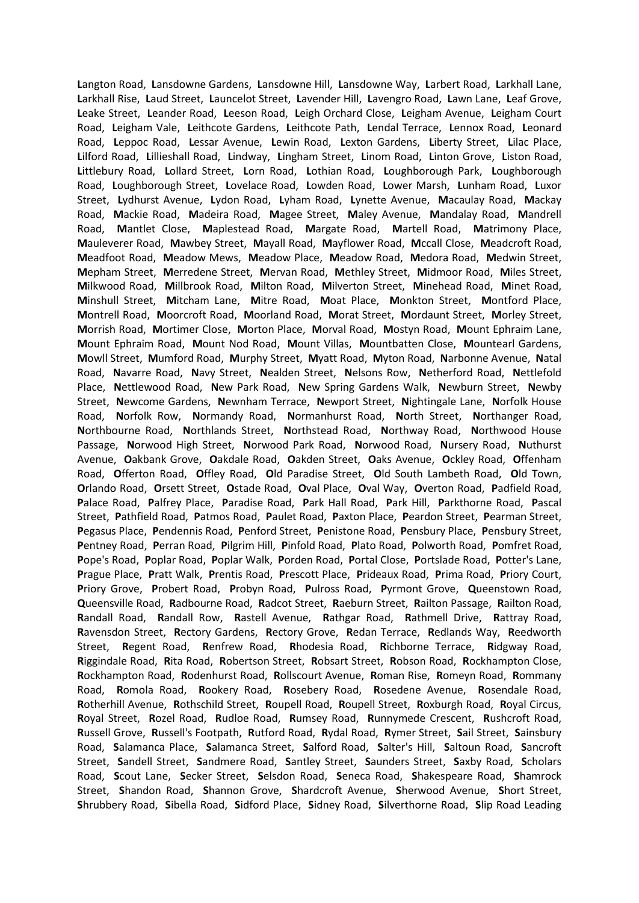**L**angton Road, **L**ansdowne Gardens, **L**ansdowne Hill, **L**ansdowne Way, **L**arbert Road, **L**arkhall Lane, **L**arkhall Rise, **L**aud Street, **L**auncelot Street, **L**avender Hill, **L**avengro Road, **L**awn Lane, **L**eaf Grove, **L**eake Street, **L**eander Road, **L**eeson Road, **L**eigh Orchard Close, **L**eigham Avenue, **L**eigham Court Road, **L**eigham Vale, **L**eithcote Gardens, **L**eithcote Path, **L**endal Terrace, **L**ennox Road, **L**eonard Road, **L**eppoc Road, **L**essar Avenue, **L**ewin Road, **L**exton Gardens, **L**iberty Street, **L**ilac Place, **L**ilford Road, **L**illieshall Road, **L**indway, **L**ingham Street, **L**inom Road, **L**inton Grove, **L**iston Road, **L**ittlebury Road, **L**ollard Street, **L**orn Road, **L**othian Road, **L**oughborough Park, **L**oughborough Road, **L**oughborough Street, **L**ovelace Road, **L**owden Road, **L**ower Marsh, **L**unham Road, **L**uxor Street, **L**ydhurst Avenue, **L**ydon Road, **L**yham Road, **L**ynette Avenue, **M**acaulay Road, **M**ackay Road, **M**ackie Road, **M**adeira Road, **M**agee Street, **M**aley Avenue, **M**andalay Road, **M**andrell Road, **M**antlet Close, **M**aplestead Road, **M**argate Road, **M**artell Road, **M**atrimony Place, **M**auleverer Road, **M**awbey Street, **M**ayall Road, **M**ayflower Road, **M**ccall Close, **M**eadcroft Road, **M**eadfoot Road, **M**eadow Mews, **M**eadow Place, **M**eadow Road, **M**edora Road, **M**edwin Street, **M**epham Street, **M**erredene Street, **M**ervan Road, **M**ethley Street, **M**idmoor Road, **M**iles Street, **M**ilkwood Road, **M**illbrook Road, **M**ilton Road, **M**ilverton Street, **M**inehead Road, **M**inet Road, **M**inshull Street, **M**itcham Lane, **M**itre Road, **M**oat Place, **M**onkton Street, **M**ontford Place, **M**ontrell Road, **M**oorcroft Road, **M**oorland Road, **M**orat Street, **M**ordaunt Street, **M**orley Street, **M**orrish Road, **M**ortimer Close, **M**orton Place, **M**orval Road, **M**ostyn Road, **M**ount Ephraim Lane, **M**ount Ephraim Road, **M**ount Nod Road, **M**ount Villas, **M**ountbatten Close, **M**ountearl Gardens, **M**owll Street, **M**umford Road, **M**urphy Street, **M**yatt Road, **M**yton Road, **N**arbonne Avenue, **N**atal Road, **N**avarre Road, **N**avy Street, **N**ealden Street, **N**elsons Row, **N**etherford Road, **N**ettlefold Place, **N**ettlewood Road, **N**ew Park Road, **N**ew Spring Gardens Walk, **N**ewburn Street, **N**ewby Street, **N**ewcome Gardens, **N**ewnham Terrace, **N**ewport Street, **N**ightingale Lane, **N**orfolk House Road, **N**orfolk Row, **N**ormandy Road, **N**ormanhurst Road, **N**orth Street, **N**orthanger Road, **N**orthbourne Road, **N**orthlands Street, **N**orthstead Road, **N**orthway Road, **N**orthwood House Passage, **N**orwood High Street, **N**orwood Park Road, **N**orwood Road, **N**ursery Road, **N**uthurst Avenue, **O**akbank Grove, **O**akdale Road, **O**akden Street, **O**aks Avenue, **O**ckley Road, **O**ffenham Road, **O**fferton Road, **O**ffley Road, **O**ld Paradise Street, **O**ld South Lambeth Road, **O**ld Town, **O**rlando Road, **O**rsett Street, **O**stade Road, **O**val Place, **O**val Way, **O**verton Road, **P**adfield Road, **P**alace Road, **P**alfrey Place, **P**aradise Road, **P**ark Hall Road, **P**ark Hill, **P**arkthorne Road, **P**ascal Street, **P**athfield Road, **P**atmos Road, **P**aulet Road, **P**axton Place, **P**eardon Street, **P**earman Street, **P**egasus Place, **P**endennis Road, **P**enford Street, **P**enistone Road, **P**ensbury Place, **P**ensbury Street, **P**entney Road, **P**erran Road, **P**ilgrim Hill, **P**infold Road, **P**lato Road, **P**olworth Road, **P**omfret Road, **P**ope's Road, **P**oplar Road, **P**oplar Walk, **P**orden Road, **P**ortal Close, **P**ortslade Road, **P**otter's Lane, **P**rague Place, **P**ratt Walk, **P**rentis Road, **P**rescott Place, **P**rideaux Road, **P**rima Road, **P**riory Court, **P**riory Grove, **P**robert Road, **P**robyn Road, **P**ulross Road, **P**yrmont Grove, **Q**ueenstown Road, **Q**ueensville Road, **R**adbourne Road, **R**adcot Street, **R**aeburn Street, **R**ailton Passage, **R**ailton Road, **R**andall Road, **R**andall Row, **R**astell Avenue, **R**athgar Road, **R**athmell Drive, **R**attray Road, **R**avensdon Street, **R**ectory Gardens, **R**ectory Grove, **R**edan Terrace, **R**edlands Way, **R**eedworth Street, **R**egent Road, **R**enfrew Road, **R**hodesia Road, **R**ichborne Terrace, **R**idgway Road, **R**iggindale Road, **R**ita Road, **R**obertson Street, **R**obsart Street, **R**obson Road, **R**ockhampton Close, **R**ockhampton Road, **R**odenhurst Road, **R**ollscourt Avenue, **R**oman Rise, **R**omeyn Road, **R**ommany Road, **R**omola Road, **R**ookery Road, **R**osebery Road, **R**osedene Avenue, **R**osendale Road, **R**otherhill Avenue, **R**othschild Street, **R**oupell Road, **R**oupell Street, **R**oxburgh Road, **R**oyal Circus, **R**oyal Street, **R**ozel Road, **R**udloe Road, **R**umsey Road, **R**unnymede Crescent, **R**ushcroft Road, **R**ussell Grove, **R**ussell's Footpath, **R**utford Road, **R**ydal Road, **R**ymer Street, **S**ail Street, **S**ainsbury Road, **S**alamanca Place, **S**alamanca Street, **S**alford Road, **S**alter's Hill, **S**altoun Road, **S**ancroft Street, **S**andell Street, **S**andmere Road, **S**antley Street, **S**aunders Street, **S**axby Road, **S**cholars Road, **S**cout Lane, **S**ecker Street, **S**elsdon Road, **S**eneca Road, **S**hakespeare Road, **S**hamrock Street, **S**handon Road, **S**hannon Grove, **S**hardcroft Avenue, **S**herwood Avenue, **S**hort Street, **S**hrubbery Road, **S**ibella Road, **S**idford Place, **S**idney Road, **S**ilverthorne Road, **S**lip Road Leading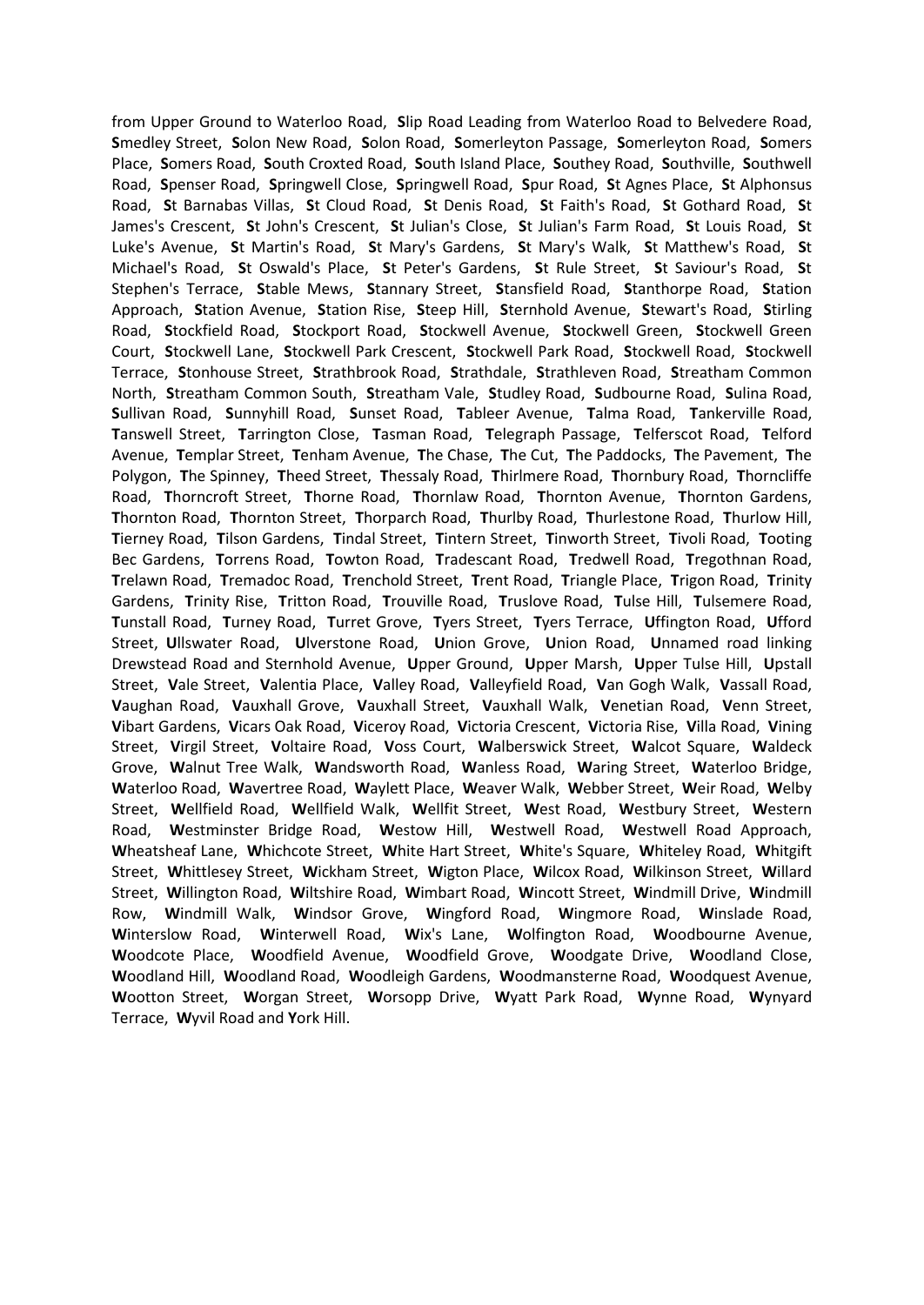from Upper Ground to Waterloo Road, **S**lip Road Leading from Waterloo Road to Belvedere Road, **S**medley Street, **S**olon New Road, **S**olon Road, **S**omerleyton Passage, **S**omerleyton Road, **S**omers Place, **S**omers Road, **S**outh Croxted Road, **S**outh Island Place, **S**outhey Road, **S**outhville, **S**outhwell Road, **S**penser Road, **S**pringwell Close, **S**pringwell Road, **S**pur Road, **S**t Agnes Place, **S**t Alphonsus Road, **S**t Barnabas Villas, **S**t Cloud Road, **S**t Denis Road, **S**t Faith's Road, **S**t Gothard Road, **S**t James's Crescent, **S**t John's Crescent, **S**t Julian's Close, **S**t Julian's Farm Road, **S**t Louis Road, **S**t Luke's Avenue, **S**t Martin's Road, **S**t Mary's Gardens, **S**t Mary's Walk, **S**t Matthew's Road, **S**t Michael's Road, **S**t Oswald's Place, **S**t Peter's Gardens, **S**t Rule Street, **S**t Saviour's Road, **S**t Stephen's Terrace, **S**table Mews, **S**tannary Street, **S**tansfield Road, **S**tanthorpe Road, **S**tation Approach, **S**tation Avenue, **S**tation Rise, **S**teep Hill, **S**ternhold Avenue, **S**tewart's Road, **S**tirling Road, **S**tockfield Road, **S**tockport Road, **S**tockwell Avenue, **S**tockwell Green, **S**tockwell Green Court, **S**tockwell Lane, **S**tockwell Park Crescent, **S**tockwell Park Road, **S**tockwell Road, **S**tockwell Terrace, **S**tonhouse Street, **S**trathbrook Road, **S**trathdale, **S**trathleven Road, **S**treatham Common North, **S**treatham Common South, **S**treatham Vale, **S**tudley Road, **S**udbourne Road, **S**ulina Road, **S**ullivan Road, **S**unnyhill Road, **S**unset Road, **T**ableer Avenue, **T**alma Road, **T**ankerville Road, **T**answell Street, **T**arrington Close, **T**asman Road, **T**elegraph Passage, **T**elferscot Road, **T**elford Avenue, **T**emplar Street, **T**enham Avenue, **T**he Chase, **T**he Cut, **T**he Paddocks, **T**he Pavement, **T**he Polygon, **T**he Spinney, **T**heed Street, **T**hessaly Road, **T**hirlmere Road, **T**hornbury Road, **T**horncliffe Road, **T**horncroft Street, **T**horne Road, **T**hornlaw Road, **T**hornton Avenue, **T**hornton Gardens, **T**hornton Road, **T**hornton Street, **T**horparch Road, **T**hurlby Road, **T**hurlestone Road, **T**hurlow Hill, **T**ierney Road, **T**ilson Gardens, **T**indal Street, **T**intern Street, **T**inworth Street, **T**ivoli Road, **T**ooting Bec Gardens, **T**orrens Road, **T**owton Road, **T**radescant Road, **T**redwell Road, **T**regothnan Road, **T**relawn Road, **T**remadoc Road, **T**renchold Street, **T**rent Road, **T**riangle Place, **T**rigon Road, **T**rinity Gardens, **T**rinity Rise, **T**ritton Road, **T**rouville Road, **T**ruslove Road, **T**ulse Hill, **T**ulsemere Road, **T**unstall Road, **T**urney Road, **T**urret Grove, **T**yers Street, **T**yers Terrace, **U**ffington Road, **U**fford Street, **U**llswater Road, **U**lverstone Road, **U**nion Grove, **U**nion Road, **U**nnamed road linking Drewstead Road and Sternhold Avenue, **U**pper Ground, **U**pper Marsh, **U**pper Tulse Hill, **U**pstall Street, **V**ale Street, **V**alentia Place, **V**alley Road, **V**alleyfield Road, **V**an Gogh Walk, **V**assall Road, **V**aughan Road, **V**auxhall Grove, **V**auxhall Street, **V**auxhall Walk, **V**enetian Road, **V**enn Street, **V**ibart Gardens, **V**icars Oak Road, **V**iceroy Road, **V**ictoria Crescent, **V**ictoria Rise, **V**illa Road, **V**ining Street, **V**irgil Street, **V**oltaire Road, **V**oss Court, **W**alberswick Street, **W**alcot Square, **W**aldeck Grove, **W**alnut Tree Walk, **W**andsworth Road, **W**anless Road, **W**aring Street, **W**aterloo Bridge, **W**aterloo Road, **W**avertree Road, **W**aylett Place, **W**eaver Walk, **W**ebber Street, **W**eir Road, **W**elby Street, **W**ellfield Road, **W**ellfield Walk, **W**ellfit Street, **W**est Road, **W**estbury Street, **W**estern Road, **W**estminster Bridge Road, **W**estow Hill, **W**estwell Road, **W**estwell Road Approach, **W**heatsheaf Lane, **W**hichcote Street, **W**hite Hart Street, **W**hite's Square, **W**hiteley Road, **W**hitgift Street, **W**hittlesey Street, **W**ickham Street, **W**igton Place, **W**ilcox Road, **W**ilkinson Street, **W**illard Street, **W**illington Road, **W**iltshire Road, **W**imbart Road, **W**incott Street, **W**indmill Drive, **W**indmill Row, **W**indmill Walk, **W**indsor Grove, **W**ingford Road, **W**ingmore Road, **W**inslade Road, **W**interslow Road, **W**interwell Road, **W**ix's Lane, **W**olfington Road, **W**oodbourne Avenue, **W**oodcote Place, **W**oodfield Avenue, **W**oodfield Grove, **W**oodgate Drive, **W**oodland Close, **W**oodland Hill, **W**oodland Road, **W**oodleigh Gardens, **W**oodmansterne Road, **W**oodquest Avenue, **W**ootton Street, **W**organ Street, **W**orsopp Drive, **W**yatt Park Road, **W**ynne Road, **W**ynyard Terrace, **W**yvil Road and **Y**ork Hill.